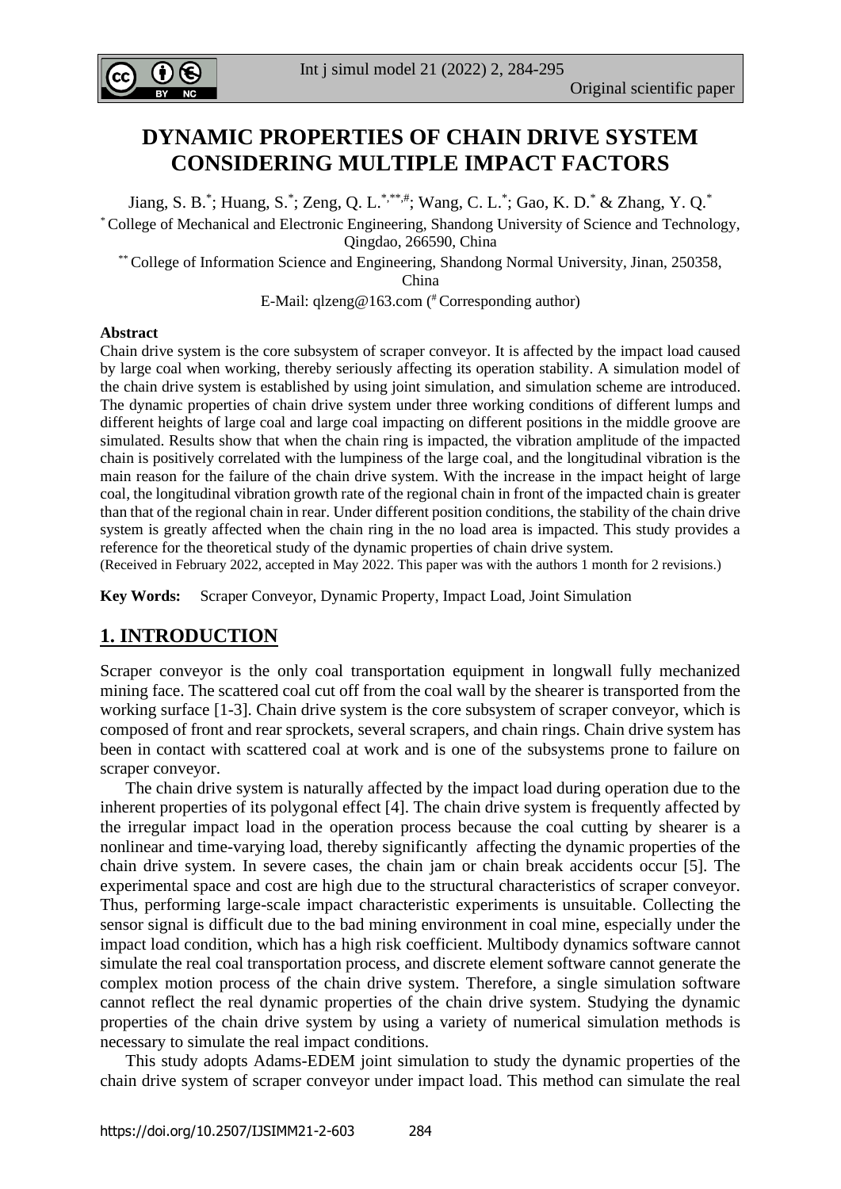# DYNAMIC PROPERTIES OF CHAIN DRIVE SYSTEM CONSIDERING MULTIPLE IMPACT FACTORS

Jiang, S. B.[*]; Huang, S.[*]; Zeng, Q. L.[*,**,#]; Wang, C. L.[*]; Gao, K. D.[*] & Zhang, Y. Q.[*]

[*] College of Mechanical and Electronic Engineering, Shandong University of Science and Technology, Qingdao, 266590, China

[**] College of Information Science and Engineering, Shandong Normal University, Jinan, 250358, China

E-Mail: qlzeng@163.com ([#] Corresponding author)

**Abstract**

Chain drive system is the core subsystem of scraper conveyor. It is affected by the impact load caused by large coal when working, thereby seriously affecting its operation stability. A simulation model of the chain drive system is established by using joint simulation, and simulation scheme are introduced. The dynamic properties of chain drive system under three working conditions of different lumps and different heights of large coal and large coal impacting on different positions in the middle groove are simulated. Results show that when the chain ring is impacted, the vibration amplitude of the impacted chain is positively correlated with the lumpiness of the large coal, and the longitudinal vibration is the main reason for the failure of the chain drive system. With the increase in the impact height of large coal, the longitudinal vibration growth rate of the regional chain in front of the impacted chain is greater than that of the regional chain in rear. Under different position conditions, the stability of the chain drive system is greatly affected when the chain ring in the no load area is impacted. This study provides a reference for the theoretical study of the dynamic properties of chain drive system.

(Received in February 2022, accepted in May 2022. This paper was with the authors 1 month for 2 revisions.)

**Key Words:** Scraper Conveyor, Dynamic Property, Impact Load, Joint Simulation

## 1. INTRODUCTION

Scraper conveyor is the only coal transportation equipment in longwall fully mechanized mining face. The scattered coal cut off from the coal wall by the shearer is transported from the working surface [1-3]. Chain drive system is the core subsystem of scraper conveyor, which is composed of front and rear sprockets, several scrapers, and chain rings. Chain drive system has been in contact with scattered coal at work and is one of the subsystems prone to failure on scraper conveyor.

The chain drive system is naturally affected by the impact load during operation due to the inherent properties of its polygonal effect [4]. The chain drive system is frequently affected by the irregular impact load in the operation process because the coal cutting by shearer is a nonlinear and time-varying load, thereby significantly affecting the dynamic properties of the chain drive system. In severe cases, the chain jam or chain break accidents occur [5]. The experimental space and cost are high due to the structural characteristics of scraper conveyor. Thus, performing large-scale impact characteristic experiments is unsuitable. Collecting the sensor signal is difficult due to the bad mining environment in coal mine, especially under the impact load condition, which has a high risk coefficient. Multibody dynamics software cannot simulate the real coal transportation process, and discrete element software cannot generate the complex motion process of the chain drive system. Therefore, a single simulation software cannot reflect the real dynamic properties of the chain drive system. Studying the dynamic properties of the chain drive system by using a variety of numerical simulation methods is necessary to simulate the real impact conditions.

This study adopts Adams-EDEM joint simulation to study the dynamic properties of the chain drive system of scraper conveyor under impact load. This method can simulate the real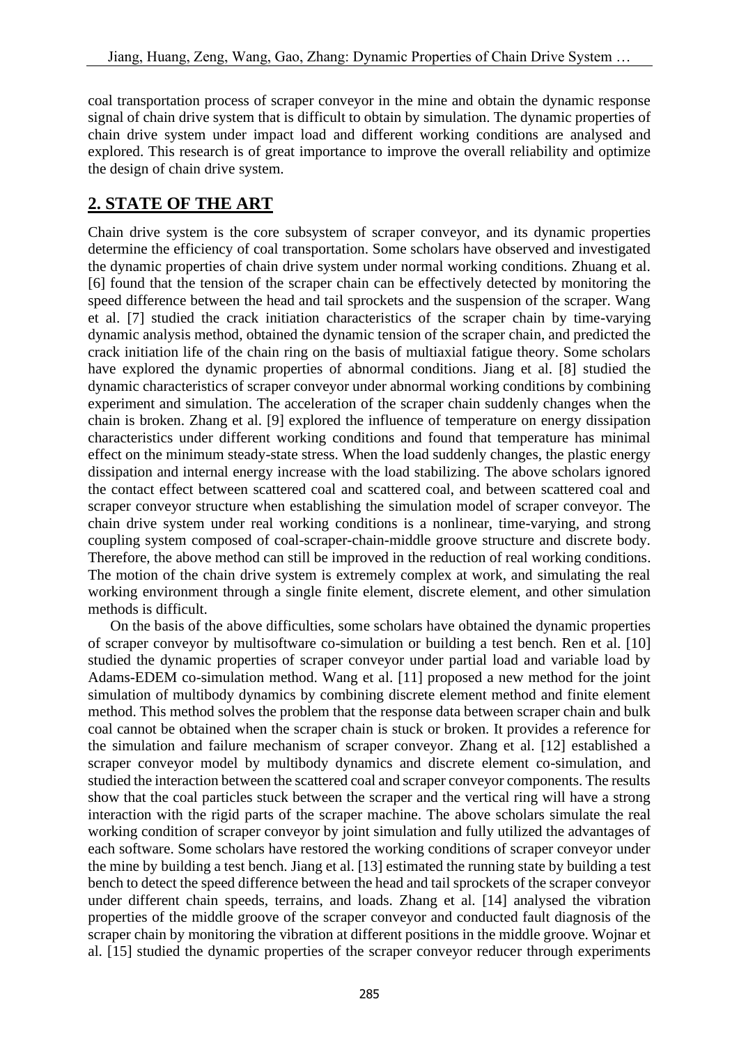coal transportation process of scraper conveyor in the mine and obtain the dynamic response signal of chain drive system that is difficult to obtain by simulation. The dynamic properties of chain drive system under impact load and different working conditions are analysed and explored. This research is of great importance to improve the overall reliability and optimize the design of chain drive system.

## 2. STATE OF THE ART

Chain drive system is the core subsystem of scraper conveyor, and its dynamic properties determine the efficiency of coal transportation. Some scholars have observed and investigated the dynamic properties of chain drive system under normal working conditions. Zhuang et al. [6] found that the tension of the scraper chain can be effectively detected by monitoring the speed difference between the head and tail sprockets and the suspension of the scraper. Wang et al. [7] studied the crack initiation characteristics of the scraper chain by time-varying dynamic analysis method, obtained the dynamic tension of the scraper chain, and predicted the crack initiation life of the chain ring on the basis of multiaxial fatigue theory. Some scholars have explored the dynamic properties of abnormal conditions. Jiang et al. [8] studied the dynamic characteristics of scraper conveyor under abnormal working conditions by combining experiment and simulation. The acceleration of the scraper chain suddenly changes when the chain is broken. Zhang et al. [9] explored the influence of temperature on energy dissipation characteristics under different working conditions and found that temperature has minimal effect on the minimum steady-state stress. When the load suddenly changes, the plastic energy dissipation and internal energy increase with the load stabilizing. The above scholars ignored the contact effect between scattered coal and scattered coal, and between scattered coal and scraper conveyor structure when establishing the simulation model of scraper conveyor. The chain drive system under real working conditions is a nonlinear, time-varying, and strong coupling system composed of coal-scraper-chain-middle groove structure and discrete body. Therefore, the above method can still be improved in the reduction of real working conditions. The motion of the chain drive system is extremely complex at work, and simulating the real working environment through a single finite element, discrete element, and other simulation methods is difficult.

On the basis of the above difficulties, some scholars have obtained the dynamic properties of scraper conveyor by multisoftware co-simulation or building a test bench. Ren et al. [10] studied the dynamic properties of scraper conveyor under partial load and variable load by Adams-EDEM co-simulation method. Wang et al. [11] proposed a new method for the joint simulation of multibody dynamics by combining discrete element method and finite element method. This method solves the problem that the response data between scraper chain and bulk coal cannot be obtained when the scraper chain is stuck or broken. It provides a reference for the simulation and failure mechanism of scraper conveyor. Zhang et al. [12] established a scraper conveyor model by multibody dynamics and discrete element co-simulation, and studied the interaction between the scattered coal and scraper conveyor components. The results show that the coal particles stuck between the scraper and the vertical ring will have a strong interaction with the rigid parts of the scraper machine. The above scholars simulate the real working condition of scraper conveyor by joint simulation and fully utilized the advantages of each software. Some scholars have restored the working conditions of scraper conveyor under the mine by building a test bench. Jiang et al. [13] estimated the running state by building a test bench to detect the speed difference between the head and tail sprockets of the scraper conveyor under different chain speeds, terrains, and loads. Zhang et al. [14] analysed the vibration properties of the middle groove of the scraper conveyor and conducted fault diagnosis of the scraper chain by monitoring the vibration at different positions in the middle groove. Wojnar et al. [15] studied the dynamic properties of the scraper conveyor reducer through experiments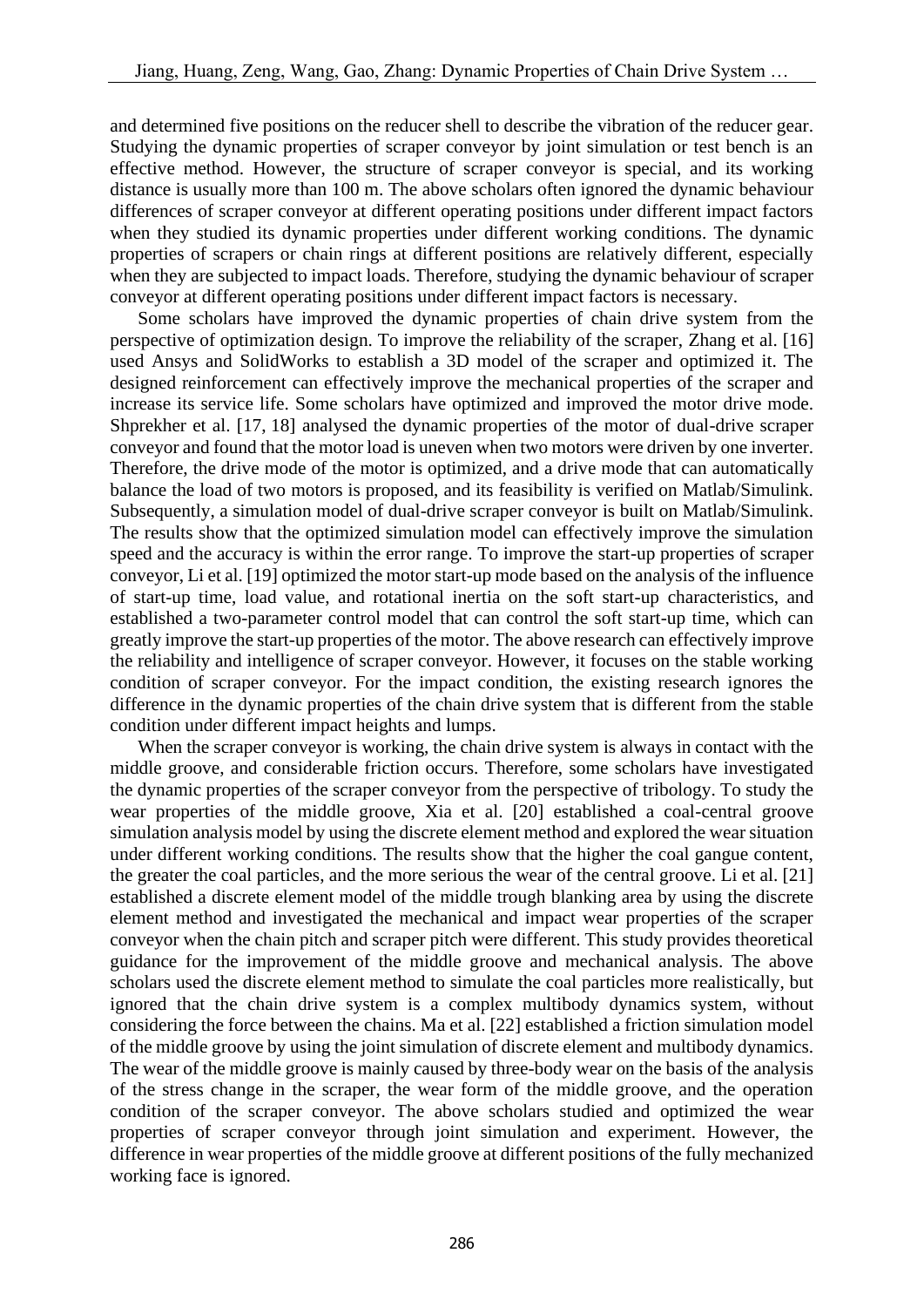and determined five positions on the reducer shell to describe the vibration of the reducer gear. Studying the dynamic properties of scraper conveyor by joint simulation or test bench is an effective method. However, the structure of scraper conveyor is special, and its working distance is usually more than 100 m. The above scholars often ignored the dynamic behaviour differences of scraper conveyor at different operating positions under different impact factors when they studied its dynamic properties under different working conditions. The dynamic properties of scrapers or chain rings at different positions are relatively different, especially when they are subjected to impact loads. Therefore, studying the dynamic behaviour of scraper conveyor at different operating positions under different impact factors is necessary.

Some scholars have improved the dynamic properties of chain drive system from the perspective of optimization design. To improve the reliability of the scraper, Zhang et al. [16] used Ansys and SolidWorks to establish a 3D model of the scraper and optimized it. The designed reinforcement can effectively improve the mechanical properties of the scraper and increase its service life. Some scholars have optimized and improved the motor drive mode. Shprekher et al. [17, 18] analysed the dynamic properties of the motor of dual-drive scraper conveyor and found that the motor load is uneven when two motors were driven by one inverter. Therefore, the drive mode of the motor is optimized, and a drive mode that can automatically balance the load of two motors is proposed, and its feasibility is verified on Matlab/Simulink. Subsequently, a simulation model of dual-drive scraper conveyor is built on Matlab/Simulink. The results show that the optimized simulation model can effectively improve the simulation speed and the accuracy is within the error range. To improve the start-up properties of scraper conveyor, Li et al. [19] optimized the motor start-up mode based on the analysis of the influence of start-up time, load value, and rotational inertia on the soft start-up characteristics, and established a two-parameter control model that can control the soft start-up time, which can greatly improve the start-up properties of the motor. The above research can effectively improve the reliability and intelligence of scraper conveyor. However, it focuses on the stable working condition of scraper conveyor. For the impact condition, the existing research ignores the difference in the dynamic properties of the chain drive system that is different from the stable condition under different impact heights and lumps.

When the scraper conveyor is working, the chain drive system is always in contact with the middle groove, and considerable friction occurs. Therefore, some scholars have investigated the dynamic properties of the scraper conveyor from the perspective of tribology. To study the wear properties of the middle groove, Xia et al. [20] established a coal-central groove simulation analysis model by using the discrete element method and explored the wear situation under different working conditions. The results show that the higher the coal gangue content, the greater the coal particles, and the more serious the wear of the central groove. Li et al. [21] established a discrete element model of the middle trough blanking area by using the discrete element method and investigated the mechanical and impact wear properties of the scraper conveyor when the chain pitch and scraper pitch were different. This study provides theoretical guidance for the improvement of the middle groove and mechanical analysis. The above scholars used the discrete element method to simulate the coal particles more realistically, but ignored that the chain drive system is a complex multibody dynamics system, without considering the force between the chains. Ma et al. [22] established a friction simulation model of the middle groove by using the joint simulation of discrete element and multibody dynamics. The wear of the middle groove is mainly caused by three-body wear on the basis of the analysis of the stress change in the scraper, the wear form of the middle groove, and the operation condition of the scraper conveyor. The above scholars studied and optimized the wear properties of scraper conveyor through joint simulation and experiment. However, the difference in wear properties of the middle groove at different positions of the fully mechanized working face is ignored.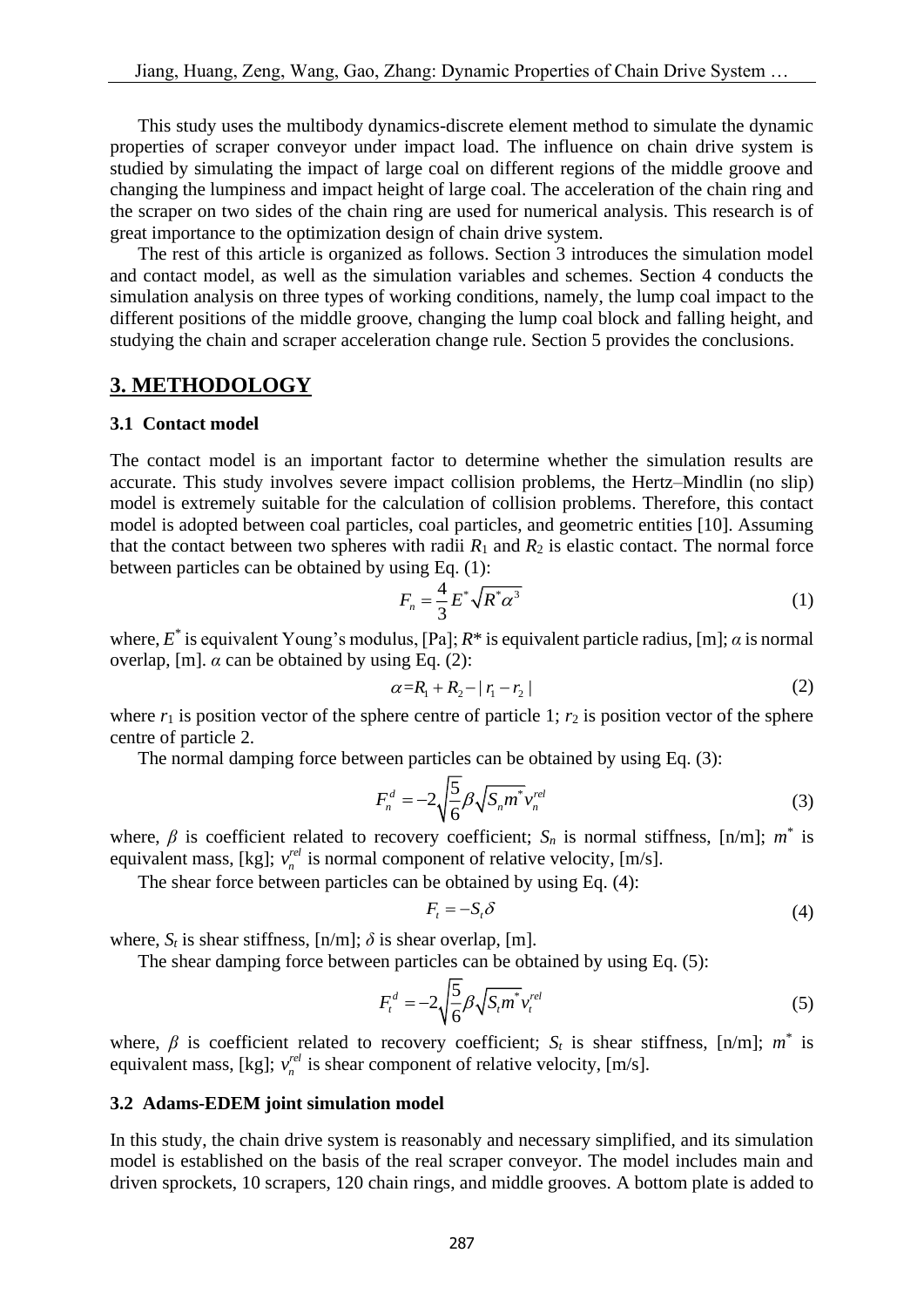This study uses the multibody dynamics-discrete element method to simulate the dynamic properties of scraper conveyor under impact load. The influence on chain drive system is studied by simulating the impact of large coal on different regions of the middle groove and changing the lumpiness and impact height of large coal. The acceleration of the chain ring and the scraper on two sides of the chain ring are used for numerical analysis. This research is of great importance to the optimization design of chain drive system.

The rest of this article is organized as follows. Section 3 introduces the simulation model and contact model, as well as the simulation variables and schemes. Section 4 conducts the simulation analysis on three types of working conditions, namely, the lump coal impact to the different positions of the middle groove, changing the lump coal block and falling height, and studying the chain and scraper acceleration change rule. Section 5 provides the conclusions.

## 3. METHODOLOGY

### 3.1 Contact model

The contact model is an important factor to determine whether the simulation results are accurate. This study involves severe impact collision problems, the Hertz–Mindlin (no slip) model is extremely suitable for the calculation of collision problems. Therefore, this contact model is adopted between coal particles, coal particles, and geometric entities [10]. Assuming that the contact between two spheres with radii $R_1$ and $R_2$ is elastic contact. The normal force between particles can be obtained by using Eq. (1):

$$F_n = \frac{4}{3}E^*\sqrt{R^*\alpha^3} \tag{1}$$

where, $E^*$ is equivalent Young's modulus, [Pa]; $R^*$ is equivalent particle radius, [m]; $\alpha$ is normal overlap, [m]. $\alpha$ can be obtained by using Eq. (2):

$$\alpha = R_1 + R_2 - |r_1 - r_2| \tag{2}$$

where $r_1$ is position vector of the sphere centre of particle 1; $r_2$ is position vector of the sphere centre of particle 2.

The normal damping force between particles can be obtained by using Eq. (3):

$$F_n^d = -2\sqrt{\frac{5}{6}}\beta\sqrt{S_n m^*}v_n^{rel} \tag{3}$$

where, $\beta$ is coefficient related to recovery coefficient; $S_n$ is normal stiffness, [n/m]; $m^*$ is equivalent mass, [kg]; $v_n^{rel}$ is normal component of relative velocity, [m/s].

The shear force between particles can be obtained by using Eq. (4):

$$F_t = -S_t\delta \tag{4}$$

where, $S_t$ is shear stiffness, [n/m]; $\delta$ is shear overlap, [m].

The shear damping force between particles can be obtained by using Eq. (5):

$$F_t^d = -2\sqrt{\frac{5}{6}}\beta\sqrt{S_t m^*}v_t^{rel} \tag{5}$$

where, $\beta$ is coefficient related to recovery coefficient; $S_t$ is shear stiffness, [n/m]; $m^*$ is equivalent mass, [kg]; $v_n^{rel}$ is shear component of relative velocity, [m/s].

### 3.2 Adams-EDEM joint simulation model

In this study, the chain drive system is reasonably and necessary simplified, and its simulation model is established on the basis of the real scraper conveyor. The model includes main and driven sprockets, 10 scrapers, 120 chain rings, and middle grooves. A bottom plate is added to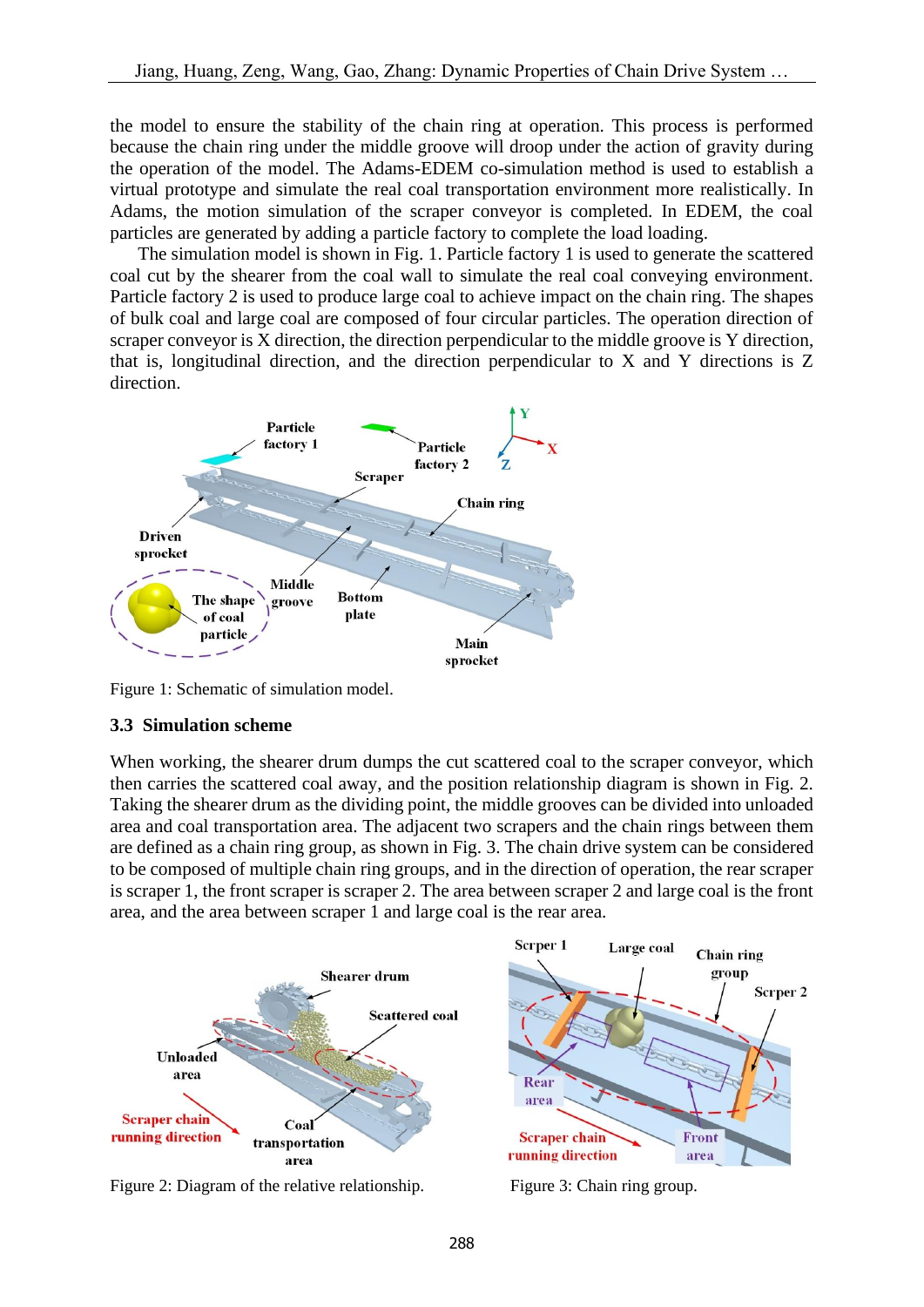the model to ensure the stability of the chain ring at operation. This process is performed because the chain ring under the middle groove will droop under the action of gravity during the operation of the model. The Adams-EDEM co-simulation method is used to establish a virtual prototype and simulate the real coal transportation environment more realistically. In Adams, the motion simulation of the scraper conveyor is completed. In EDEM, the coal particles are generated by adding a particle factory to complete the load loading.

The simulation model is shown in Fig. 1. Particle factory 1 is used to generate the scattered coal cut by the shearer from the coal wall to simulate the real coal conveying environment. Particle factory 2 is used to produce large coal to achieve impact on the chain ring. The shapes of bulk coal and large coal are composed of four circular particles. The operation direction of scraper conveyor is X direction, the direction perpendicular to the middle groove is Y direction, that is, longitudinal direction, and the direction perpendicular to X and Y directions is Z direction.

Figure 1: Schematic of simulation model.

### 3.3 Simulation scheme

When working, the shearer drum dumps the cut scattered coal to the scraper conveyor, which then carries the scattered coal away, and the position relationship diagram is shown in Fig. 2. Taking the shearer drum as the dividing point, the middle grooves can be divided into unloaded area and coal transportation area. The adjacent two scrapers and the chain rings between them are defined as a chain ring group, as shown in Fig. 3. The chain drive system can be considered to be composed of multiple chain ring groups, and in the direction of operation, the rear scraper is scraper 1, the front scraper is scraper 2. The area between scraper 2 and large coal is the front area, and the area between scraper 1 and large coal is the rear area.

Figure 2: Diagram of the relative relationship.

Figure 3: Chain ring group.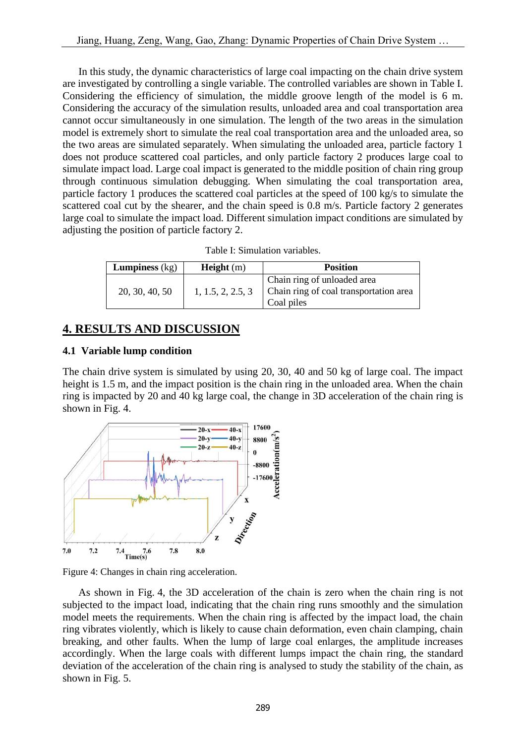In this study, the dynamic characteristics of large coal impacting on the chain drive system are investigated by controlling a single variable. The controlled variables are shown in Table I. Considering the efficiency of simulation, the middle groove length of the model is 6 m. Considering the accuracy of the simulation results, unloaded area and coal transportation area cannot occur simultaneously in one simulation. The length of the two areas in the simulation model is extremely short to simulate the real coal transportation area and the unloaded area, so the two areas are simulated separately. When simulating the unloaded area, particle factory 1 does not produce scattered coal particles, and only particle factory 2 produces large coal to simulate impact load. Large coal impact is generated to the middle position of chain ring group through continuous simulation debugging. When simulating the coal transportation area, particle factory 1 produces the scattered coal particles at the speed of 100 kg/s to simulate the scattered coal cut by the shearer, and the chain speed is 0.8 m/s. Particle factory 2 generates large coal to simulate the impact load. Different simulation impact conditions are simulated by adjusting the position of particle factory 2.

Table I: Simulation variables.

| **Lumpiness** (kg) | **Height** (m) | **Position** |
|---|---|---|
| 20, 30, 40, 50 | 1, 1.5, 2, 2.5, 3 | Chain ring of unloaded area<br>Chain ring of coal transportation area<br>Coal piles |

## 4. RESULTS AND DISCUSSION

### 4.1 Variable lump condition

The chain drive system is simulated by using 20, 30, 40 and 50 kg of large coal. The impact height is 1.5 m, and the impact position is the chain ring in the unloaded area. When the chain ring is impacted by 20 and 40 kg large coal, the change in 3D acceleration of the chain ring is shown in Fig. 4.

Figure 4: Changes in chain ring acceleration.

As shown in Fig. 4, the 3D acceleration of the chain is zero when the chain ring is not subjected to the impact load, indicating that the chain ring runs smoothly and the simulation model meets the requirements. When the chain ring is affected by the impact load, the chain ring vibrates violently, which is likely to cause chain deformation, even chain clamping, chain breaking, and other faults. When the lump of large coal enlarges, the amplitude increases accordingly. When the large coals with different lumps impact the chain ring, the standard deviation of the acceleration of the chain ring is analysed to study the stability of the chain, as shown in Fig. 5.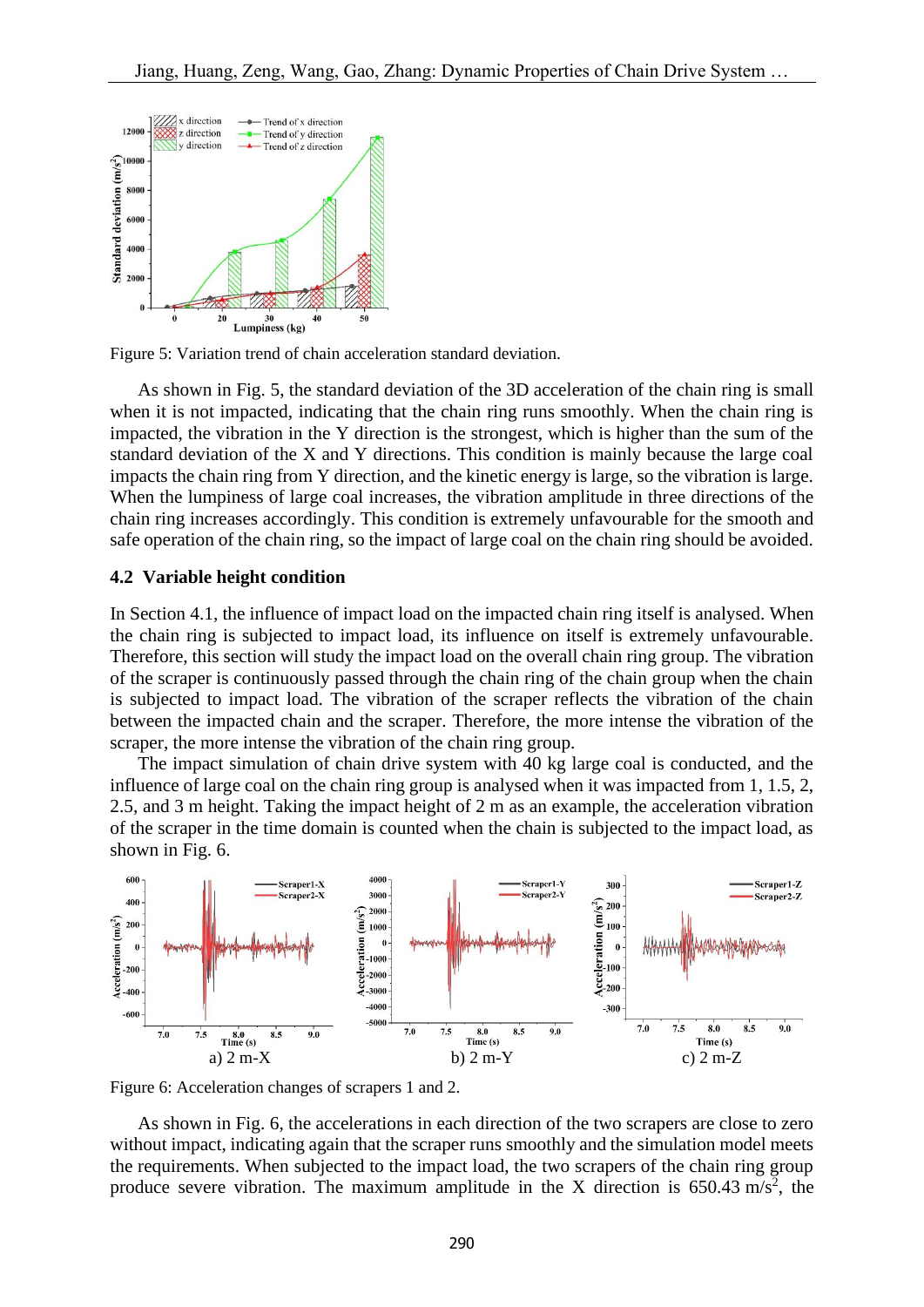Figure 5: Variation trend of chain acceleration standard deviation.

As shown in Fig. 5, the standard deviation of the 3D acceleration of the chain ring is small when it is not impacted, indicating that the chain ring runs smoothly. When the chain ring is impacted, the vibration in the Y direction is the strongest, which is higher than the sum of the standard deviation of the X and Y directions. This condition is mainly because the large coal impacts the chain ring from Y direction, and the kinetic energy is large, so the vibration is large. When the lumpiness of large coal increases, the vibration amplitude in three directions of the chain ring increases accordingly. This condition is extremely unfavourable for the smooth and safe operation of the chain ring, so the impact of large coal on the chain ring should be avoided.

### 4.2 Variable height condition

In Section 4.1, the influence of impact load on the impacted chain ring itself is analysed. When the chain ring is subjected to impact load, its influence on itself is extremely unfavourable. Therefore, this section will study the impact load on the overall chain ring group. The vibration of the scraper is continuously passed through the chain ring of the chain group when the chain is subjected to impact load. The vibration of the scraper reflects the vibration of the chain between the impacted chain and the scraper. Therefore, the more intense the vibration of the scraper, the more intense the vibration of the chain ring group.

The impact simulation of chain drive system with 40 kg large coal is conducted, and the influence of large coal on the chain ring group is analysed when it was impacted from 1, 1.5, 2, 2.5, and 3 m height. Taking the impact height of 2 m as an example, the acceleration vibration of the scraper in the time domain is counted when the chain is subjected to the impact load, as shown in Fig. 6.

a) 2 m-X b) 2 m-Y c) 2 m-Z

Figure 6: Acceleration changes of scrapers 1 and 2.

As shown in Fig. 6, the accelerations in each direction of the two scrapers are close to zero without impact, indicating again that the scraper runs smoothly and the simulation model meets the requirements. When subjected to the impact load, the two scrapers of the chain ring group produce severe vibration. The maximum amplitude in the X direction is 650.43 $m/s^2$, the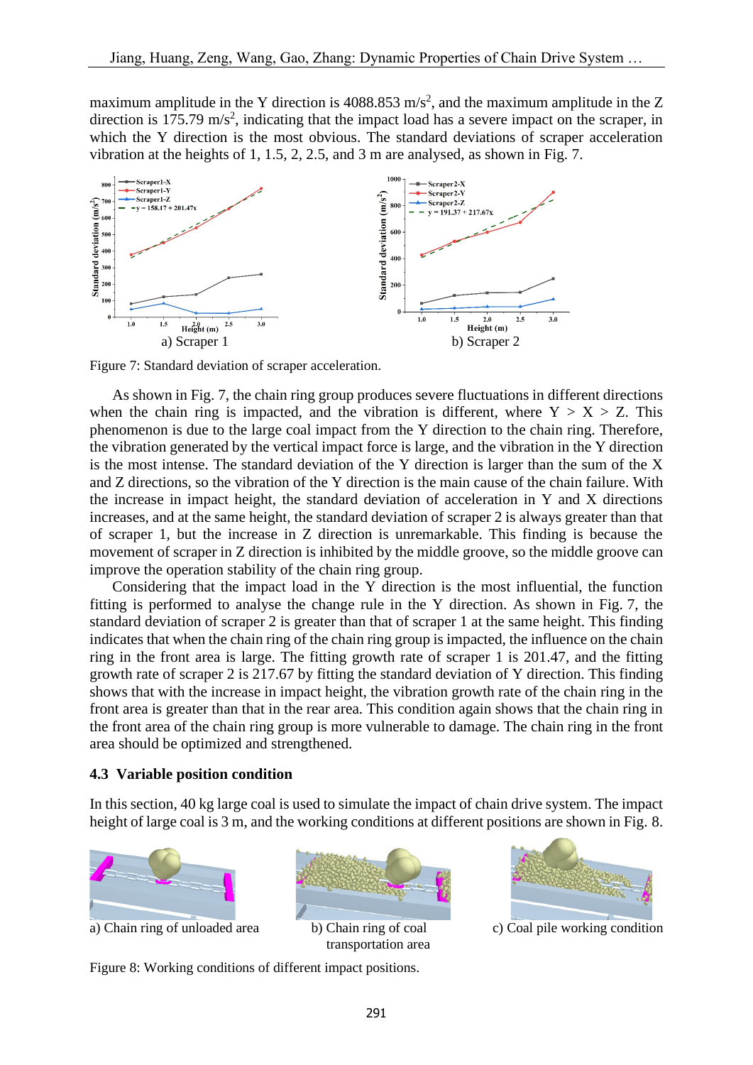maximum amplitude in the Y direction is 4088.853 m/s$^2$, and the maximum amplitude in the Z direction is 175.79 m/s$^2$, indicating that the impact load has a severe impact on the scraper, in which the Y direction is the most obvious. The standard deviations of scraper acceleration vibration at the heights of 1, 1.5, 2, 2.5, and 3 m are analysed, as shown in Fig. 7.

a) Scraper 1

b) Scraper 2

Figure 7: Standard deviation of scraper acceleration.

As shown in Fig. 7, the chain ring group produces severe fluctuations in different directions when the chain ring is impacted, and the vibration is different, where Y > X > Z. This phenomenon is due to the large coal impact from the Y direction to the chain ring. Therefore, the vibration generated by the vertical impact force is large, and the vibration in the Y direction is the most intense. The standard deviation of the Y direction is larger than the sum of the X and Z directions, so the vibration of the Y direction is the main cause of the chain failure. With the increase in impact height, the standard deviation of acceleration in Y and X directions increases, and at the same height, the standard deviation of scraper 2 is always greater than that of scraper 1, but the increase in Z direction is unremarkable. This finding is because the movement of scraper in Z direction is inhibited by the middle groove, so the middle groove can improve the operation stability of the chain ring group.

Considering that the impact load in the Y direction is the most influential, the function fitting is performed to analyse the change rule in the Y direction. As shown in Fig. 7, the standard deviation of scraper 2 is greater than that of scraper 1 at the same height. This finding indicates that when the chain ring of the chain ring group is impacted, the influence on the chain ring in the front area is large. The fitting growth rate of scraper 1 is 201.47, and the fitting growth rate of scraper 2 is 217.67 by fitting the standard deviation of Y direction. This finding shows that with the increase in impact height, the vibration growth rate of the chain ring in the front area is greater than that in the rear area. This condition again shows that the chain ring in the front area of the chain ring group is more vulnerable to damage. The chain ring in the front area should be optimized and strengthened.

### 4.3 Variable position condition

In this section, 40 kg large coal is used to simulate the impact of chain drive system. The impact height of large coal is 3 m, and the working conditions at different positions are shown in Fig. 8.

a) Chain ring of unloaded area

b) Chain ring of coal transportation area

c) Coal pile working condition

Figure 8: Working conditions of different impact positions.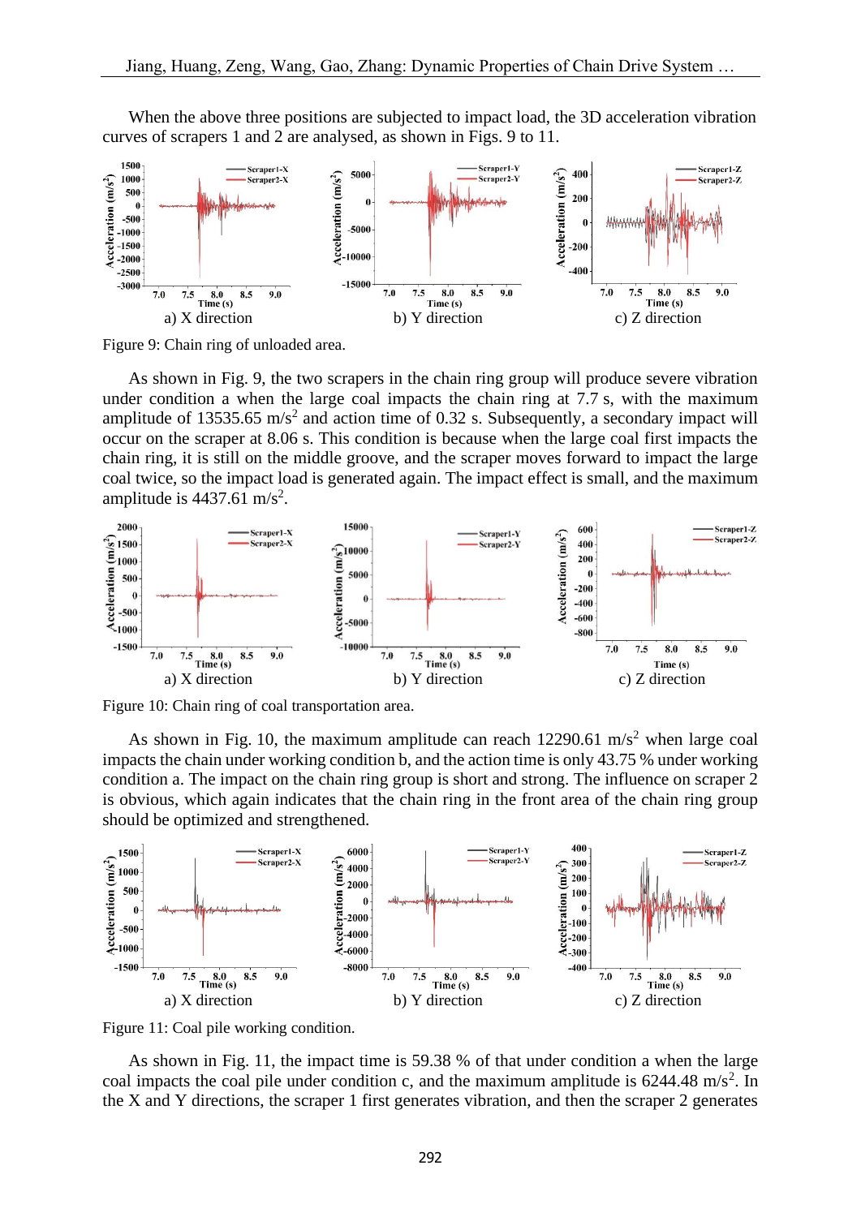When the above three positions are subjected to impact load, the 3D acceleration vibration curves of scrapers 1 and 2 are analysed, as shown in Figs. 9 to 11.

a) X direction    b) Y direction    c) Z direction

Figure 9: Chain ring of unloaded area.

As shown in Fig. 9, the two scrapers in the chain ring group will produce severe vibration under condition a when the large coal impacts the chain ring at 7.7 s, with the maximum amplitude of 13535.65 m/s$^2$ and action time of 0.32 s. Subsequently, a secondary impact will occur on the scraper at 8.06 s. This condition is because when the large coal first impacts the chain ring, it is still on the middle groove, and the scraper moves forward to impact the large coal twice, so the impact load is generated again. The impact effect is small, and the maximum amplitude is 4437.61 m/s$^2$.

a) X direction    b) Y direction    c) Z direction

Figure 10: Chain ring of coal transportation area.

As shown in Fig. 10, the maximum amplitude can reach 12290.61 m/s$^2$ when large coal impacts the chain under working condition b, and the action time is only 43.75 % under working condition a. The impact on the chain ring group is short and strong. The influence on scraper 2 is obvious, which again indicates that the chain ring in the front area of the chain ring group should be optimized and strengthened.

a) X direction    b) Y direction    c) Z direction

Figure 11: Coal pile working condition.

As shown in Fig. 11, the impact time is 59.38 % of that under condition a when the large coal impacts the coal pile under condition c, and the maximum amplitude is 6244.48 m/s$^2$. In the X and Y directions, the scraper 1 first generates vibration, and then the scraper 2 generates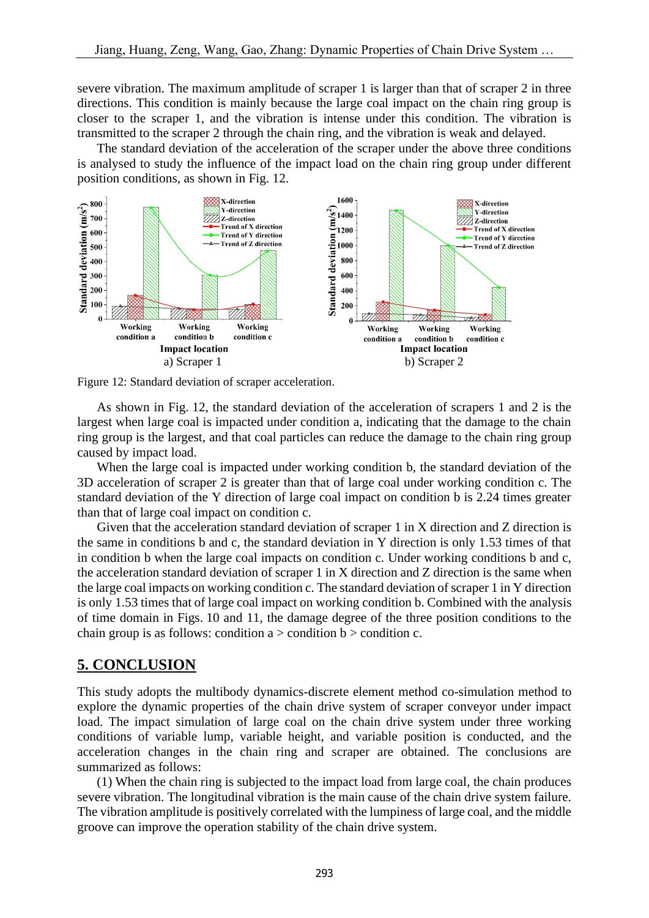severe vibration. The maximum amplitude of scraper 1 is larger than that of scraper 2 in three directions. This condition is mainly because the large coal impact on the chain ring group is closer to the scraper 1, and the vibration is intense under this condition. The vibration is transmitted to the scraper 2 through the chain ring, and the vibration is weak and delayed.

The standard deviation of the acceleration of the scraper under the above three conditions is analysed to study the influence of the impact load on the chain ring group under different position conditions, as shown in Fig. 12.

Figure 12: Standard deviation of scraper acceleration.

As shown in Fig. 12, the standard deviation of the acceleration of scrapers 1 and 2 is the largest when large coal is impacted under condition a, indicating that the damage to the chain ring group is the largest, and that coal particles can reduce the damage to the chain ring group caused by impact load.

When the large coal is impacted under working condition b, the standard deviation of the 3D acceleration of scraper 2 is greater than that of large coal under working condition c. The standard deviation of the Y direction of large coal impact on condition b is 2.24 times greater than that of large coal impact on condition c.

Given that the acceleration standard deviation of scraper 1 in X direction and Z direction is the same in conditions b and c, the standard deviation in Y direction is only 1.53 times of that in condition b when the large coal impacts on condition c. Under working conditions b and c, the acceleration standard deviation of scraper 1 in X direction and Z direction is the same when the large coal impacts on working condition c. The standard deviation of scraper 1 in Y direction is only 1.53 times that of large coal impact on working condition b. Combined with the analysis of time domain in Figs. 10 and 11, the damage degree of the three position conditions to the chain group is as follows: condition a > condition b > condition c.

## 5. CONCLUSION

This study adopts the multibody dynamics-discrete element method co-simulation method to explore the dynamic properties of the chain drive system of scraper conveyor under impact load. The impact simulation of large coal on the chain drive system under three working conditions of variable lump, variable height, and variable position is conducted, and the acceleration changes in the chain ring and scraper are obtained. The conclusions are summarized as follows:

(1) When the chain ring is subjected to the impact load from large coal, the chain produces severe vibration. The longitudinal vibration is the main cause of the chain drive system failure. The vibration amplitude is positively correlated with the lumpiness of large coal, and the middle groove can improve the operation stability of the chain drive system.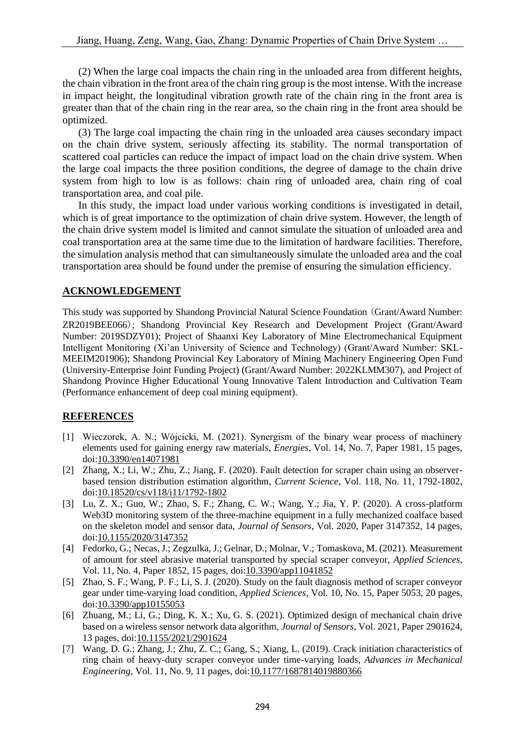(2) When the large coal impacts the chain ring in the unloaded area from different heights, the chain vibration in the front area of the chain ring group is the most intense. With the increase in impact height, the longitudinal vibration growth rate of the chain ring in the front area is greater than that of the chain ring in the rear area, so the chain ring in the front area should be optimized.

(3) The large coal impacting the chain ring in the unloaded area causes secondary impact on the chain drive system, seriously affecting its stability. The normal transportation of scattered coal particles can reduce the impact of impact load on the chain drive system. When the large coal impacts the three position conditions, the degree of damage to the chain drive system from high to low is as follows: chain ring of unloaded area, chain ring of coal transportation area, and coal pile.

In this study, the impact load under various working conditions is investigated in detail, which is of great importance to the optimization of chain drive system. However, the length of the chain drive system model is limited and cannot simulate the situation of unloaded area and coal transportation area at the same time due to the limitation of hardware facilities. Therefore, the simulation analysis method that can simultaneously simulate the unloaded area and the coal transportation area should be found under the premise of ensuring the simulation efficiency.

## ACKNOWLEDGEMENT

This study was supported by Shandong Provincial Natural Science Foundation（Grant/Award Number: ZR2019BEE066）; Shandong Provincial Key Research and Development Project (Grant/Award Number: 2019SDZY01); Project of Shaanxi Key Laboratory of Mine Electromechanical Equipment Intelligent Monitoring (Xi'an University of Science and Technology) (Grant/Award Number: SKL-MEEIM201906); Shandong Provincial Key Laboratory of Mining Machinery Engineering Open Fund (University-Enterprise Joint Funding Project) (Grant/Award Number: 2022KLMM307), and Project of Shandong Province Higher Educational Young Innovative Talent Introduction and Cultivation Team (Performance enhancement of deep coal mining equipment).

## REFERENCES

[1] Wieczorek, A. N.; Wójcicki, M. (2021). Synergism of the binary wear process of machinery elements used for gaining energy raw materials, *Energies*, Vol. 14, No. 7, Paper 1981, 15 pages, doi:10.3390/en14071981

[2] Zhang, X.; Li, W.; Zhu, Z.; Jiang, F. (2020). Fault detection for scraper chain using an observer-based tension distribution estimation algorithm, *Current Science*, Vol. 118, No. 11, 1792-1802, doi:10.18520/cs/v118/i11/1792-1802

[3] Lu, Z. X.; Guo, W.; Zhao, S. F.; Zhang, C. W.; Wang, Y.; Jia, Y. P. (2020). A cross-platform Web3D monitoring system of the three-machine equipment in a fully mechanized coalface based on the skeleton model and sensor data, *Journal of Sensors*, Vol. 2020, Paper 3147352, 14 pages, doi:10.1155/2020/3147352

[4] Fedorko, G.; Necas, J.; Zegzulka, J.; Gelnar, D.; Molnar, V.; Tomaskova, M. (2021). Measurement of amount for steel abrasive material transported by special scraper conveyor, *Applied Sciences*, Vol. 11, No. 4, Paper 1852, 15 pages, doi:10.3390/app11041852

[5] Zhao, S. F.; Wang, P. F.; Li, S. J. (2020). Study on the fault diagnosis method of scraper conveyor gear under time-varying load condition, *Applied Sciences*, Vol. 10, No. 15, Paper 5053, 20 pages, doi:10.3390/app10155053

[6] Zhuang, M.; Li, G.; Ding, K. X.; Xu, G. S. (2021). Optimized design of mechanical chain drive based on a wireless sensor network data algorithm, *Journal of Sensors*, Vol. 2021, Paper 2901624, 13 pages, doi:10.1155/2021/2901624

[7] Wang, D. G.; Zhang, J.; Zhu, Z. C.; Gang, S.; Xiang, L. (2019). Crack initiation characteristics of ring chain of heavy-duty scraper conveyor under time-varying loads, *Advances in Mechanical Engineering*, Vol. 11, No. 9, 11 pages, doi:10.1177/1687814019880366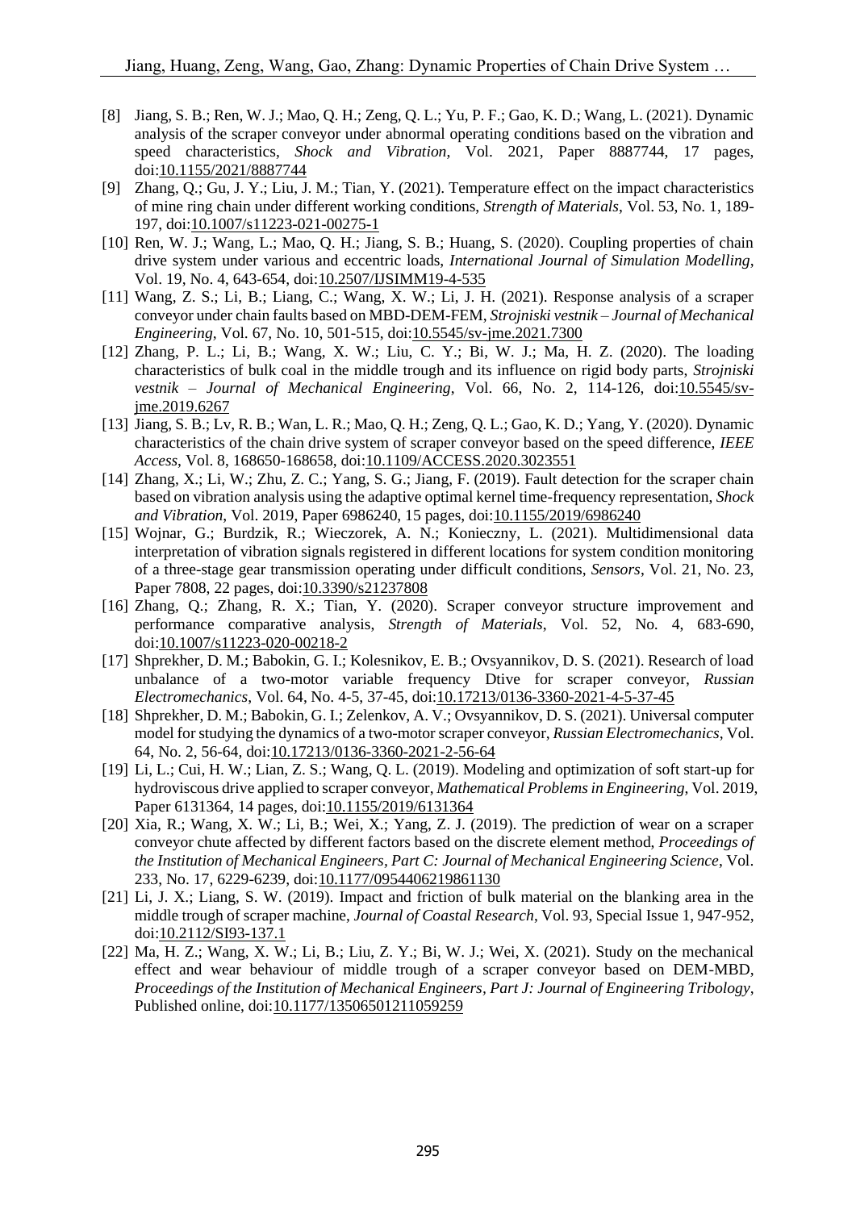[8] Jiang, S. B.; Ren, W. J.; Mao, Q. H.; Zeng, Q. L.; Yu, P. F.; Gao, K. D.; Wang, L. (2021). Dynamic analysis of the scraper conveyor under abnormal operating conditions based on the vibration and speed characteristics, *Shock and Vibration*, Vol. 2021, Paper 8887744, 17 pages, doi:10.1155/2021/8887744

[9] Zhang, Q.; Gu, J. Y.; Liu, J. M.; Tian, Y. (2021). Temperature effect on the impact characteristics of mine ring chain under different working conditions, *Strength of Materials*, Vol. 53, No. 1, 189-197, doi:10.1007/s11223-021-00275-1

[10] Ren, W. J.; Wang, L.; Mao, Q. H.; Jiang, S. B.; Huang, S. (2020). Coupling properties of chain drive system under various and eccentric loads, *International Journal of Simulation Modelling*, Vol. 19, No. 4, 643-654, doi:10.2507/IJSIMM19-4-535

[11] Wang, Z. S.; Li, B.; Liang, C.; Wang, X. W.; Li, J. H. (2021). Response analysis of a scraper conveyor under chain faults based on MBD-DEM-FEM, *Strojniski vestnik – Journal of Mechanical Engineering*, Vol. 67, No. 10, 501-515, doi:10.5545/sv-jme.2021.7300

[12] Zhang, P. L.; Li, B.; Wang, X. W.; Liu, C. Y.; Bi, W. J.; Ma, H. Z. (2020). The loading characteristics of bulk coal in the middle trough and its influence on rigid body parts, *Strojniski vestnik – Journal of Mechanical Engineering*, Vol. 66, No. 2, 114-126, doi:10.5545/sv-jme.2019.6267

[13] Jiang, S. B.; Lv, R. B.; Wan, L. R.; Mao, Q. H.; Zeng, Q. L.; Gao, K. D.; Yang, Y. (2020). Dynamic characteristics of the chain drive system of scraper conveyor based on the speed difference, *IEEE Access*, Vol. 8, 168650-168658, doi:10.1109/ACCESS.2020.3023551

[14] Zhang, X.; Li, W.; Zhu, Z. C.; Yang, S. G.; Jiang, F. (2019). Fault detection for the scraper chain based on vibration analysis using the adaptive optimal kernel time-frequency representation, *Shock and Vibration*, Vol. 2019, Paper 6986240, 15 pages, doi:10.1155/2019/6986240

[15] Wojnar, G.; Burdzik, R.; Wieczorek, A. N.; Konieczny, L. (2021). Multidimensional data interpretation of vibration signals registered in different locations for system condition monitoring of a three-stage gear transmission operating under difficult conditions, *Sensors*, Vol. 21, No. 23, Paper 7808, 22 pages, doi:10.3390/s21237808

[16] Zhang, Q.; Zhang, R. X.; Tian, Y. (2020). Scraper conveyor structure improvement and performance comparative analysis, *Strength of Materials*, Vol. 52, No. 4, 683-690, doi:10.1007/s11223-020-00218-2

[17] Shprekher, D. M.; Babokin, G. I.; Kolesnikov, E. B.; Ovsyannikov, D. S. (2021). Research of load unbalance of a two-motor variable frequency Dtive for scraper conveyor, *Russian Electromechanics*, Vol. 64, No. 4-5, 37-45, doi:10.17213/0136-3360-2021-4-5-37-45

[18] Shprekher, D. M.; Babokin, G. I.; Zelenkov, A. V.; Ovsyannikov, D. S. (2021). Universal computer model for studying the dynamics of a two-motor scraper conveyor, *Russian Electromechanics*, Vol. 64, No. 2, 56-64, doi:10.17213/0136-3360-2021-2-56-64

[19] Li, L.; Cui, H. W.; Lian, Z. S.; Wang, Q. L. (2019). Modeling and optimization of soft start-up for hydroviscous drive applied to scraper conveyor, *Mathematical Problems in Engineering*, Vol. 2019, Paper 6131364, 14 pages, doi:10.1155/2019/6131364

[20] Xia, R.; Wang, X. W.; Li, B.; Wei, X.; Yang, Z. J. (2019). The prediction of wear on a scraper conveyor chute affected by different factors based on the discrete element method, *Proceedings of the Institution of Mechanical Engineers, Part C: Journal of Mechanical Engineering Science*, Vol. 233, No. 17, 6229-6239, doi:10.1177/0954406219861130

[21] Li, J. X.; Liang, S. W. (2019). Impact and friction of bulk material on the blanking area in the middle trough of scraper machine, *Journal of Coastal Research*, Vol. 93, Special Issue 1, 947-952, doi:10.2112/SI93-137.1

[22] Ma, H. Z.; Wang, X. W.; Li, B.; Liu, Z. Y.; Bi, W. J.; Wei, X. (2021). Study on the mechanical effect and wear behaviour of middle trough of a scraper conveyor based on DEM-MBD, *Proceedings of the Institution of Mechanical Engineers, Part J: Journal of Engineering Tribology*, Published online, doi:10.1177/13506501211059259